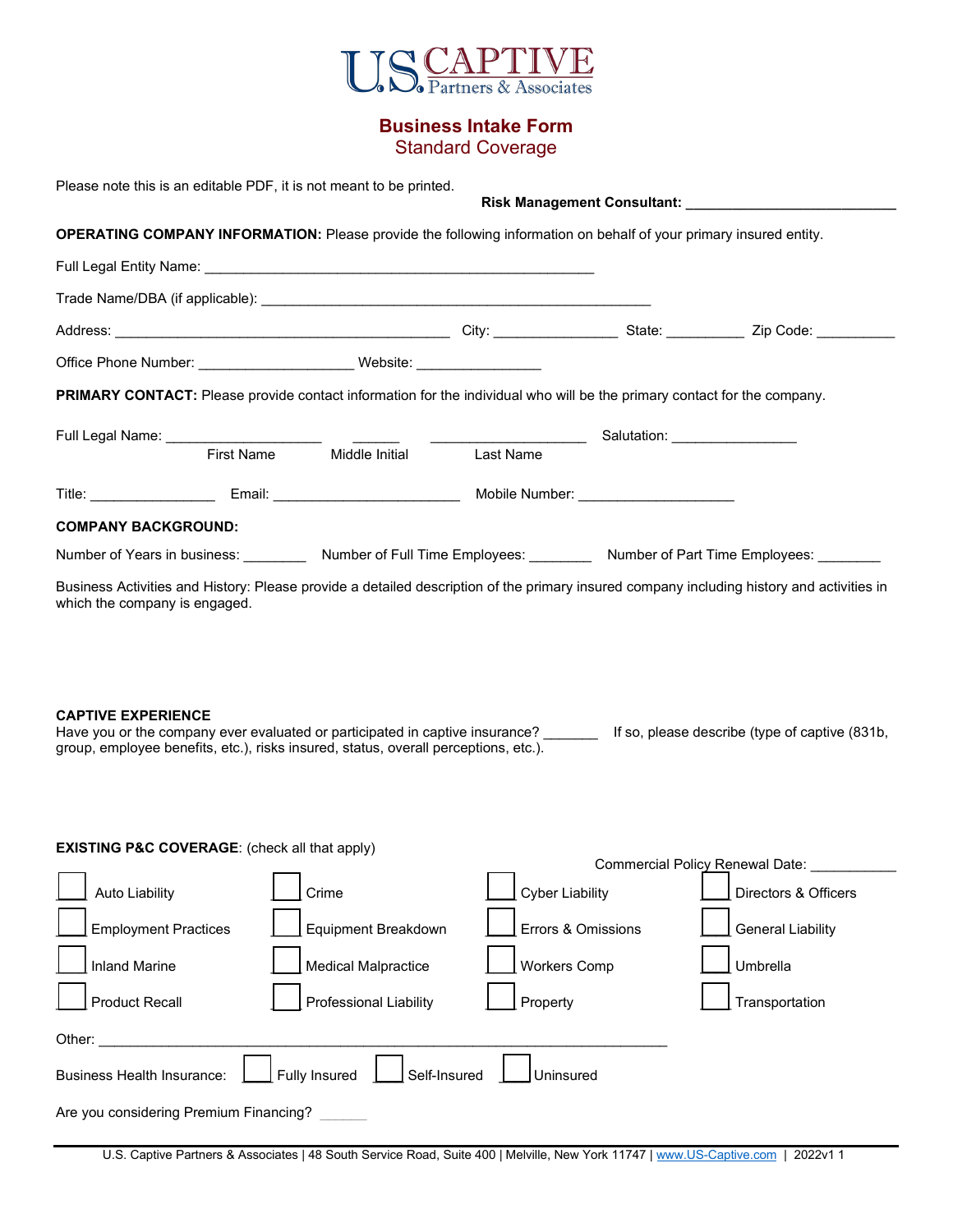# U.S. CAPTIVE Partners & Associates

## Business Intake Form
### Standard Coverage

Please note this is an editable PDF, it is not meant to be printed.

**Risk Management Consultant:** ___________________________

**OPERATING COMPANY INFORMATION:** Please provide the following information on behalf of your primary insured entity.

Full Legal Entity Name: ____________________________________________________

Trade Name/DBA (if applicable): ____________________________________________________

Address: _____________________________________________ City: ________________ State: __________ Zip Code: __________

Office Phone Number: ____________________ Website: ________________

**PRIMARY CONTACT:** Please provide contact information for the individual who will be the primary contact for the company.

Full Legal Name: ____________________ (First Name) ______ (Middle Initial) ____________________ (Last Name) Salutation: ________________

Title: ________________ Email: ________________________ Mobile Number: ____________________

**COMPANY BACKGROUND:**

Number of Years in business: ________ Number of Full Time Employees: ________ Number of Part Time Employees: ________

Business Activities and History: Please provide a detailed description of the primary insured company including history and activities in which the company is engaged.

**CAPTIVE EXPERIENCE**

Have you or the company ever evaluated or participated in captive insurance? _______ If so, please describe (type of captive (831b, group, employee benefits, etc.), risks insured, status, overall perceptions, etc.).

**EXISTING P&C COVERAGE**: (check all that apply)

Commercial Policy Renewal Date: ___________

- [ ] Auto Liability
- [ ] Crime
- [ ] Cyber Liability
- [ ] Directors & Officers
- [ ] Employment Practices
- [ ] Equipment Breakdown
- [ ] Errors & Omissions
- [ ] General Liability
- [ ] Inland Marine
- [ ] Medical Malpractice
- [ ] Workers Comp
- [ ] Umbrella
- [ ] Product Recall
- [ ] Professional Liability
- [ ] Property
- [ ] Transportation

Other: ________________________________________________________________________________

Business Health Insurance: [ ] Fully Insured [ ] Self-Insured [ ] Uninsured

Are you considering Premium Financing? ______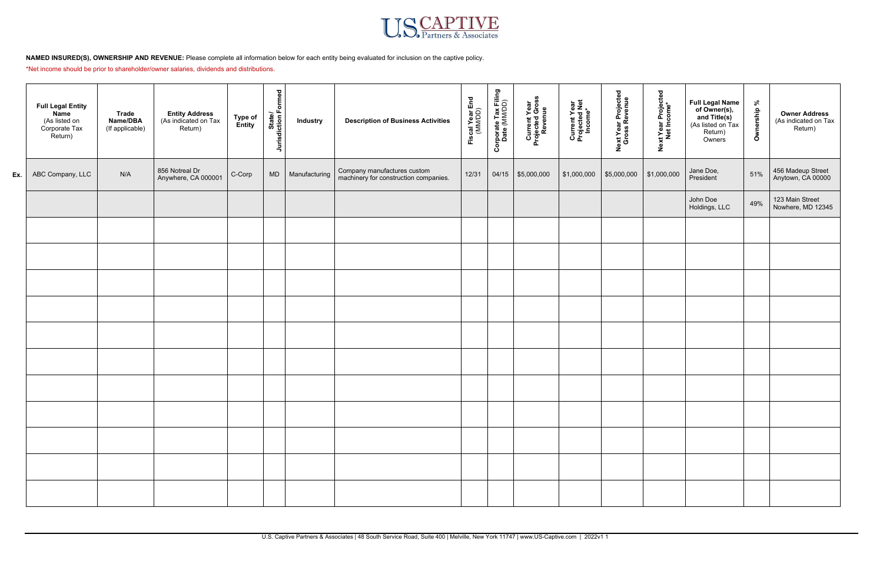US CAPTIVE Partners & Associates

**NAMED INSURED(S), OWNERSHIP AND REVENUE:** Please complete all information below for each entity being evaluated for inclusion on the captive policy.

*Net income should be prior to shareholder/owner salaries, dividends and distributions.

| | **Full Legal Entity Name** (As listed on Corporate Tax Return) | **Trade Name/DBA** (If applicable) | **Entity Address** (As indicated on Tax Return) | **Type of Entity** | **State/ Jurisdiction Formed** | **Industry** | **Description of Business Activities** | **Fiscal Year End** (MM/DD) | **Corporate Tax Filing Date** (MM/DD) | **Current Year Projected Gross Revenue** | **Current Year Projected Net Income*** | **Next Year Projected Gross Revenue** | **Next Year Projected Net Income*** | **Full Legal Name of Owner(s), and Title(s)** (As listed on Tax Return) Owners | **Ownership %** | **Owner Address** (As indicated on Tax Return) |
|---|---|---|---|---|---|---|---|---|---|---|---|---|---|---|---|---|
| **Ex.** | ABC Company, LLC | N/A | 856 Notreal Dr Anywhere, CA 000001 | C-Corp | MD | Manufacturing | Company manufactures custom machinery for construction companies. | 12/31 | 04/15 | $5,000,000 | $1,000,000 | $5,000,000 | $1,000,000 | Jane Doe, President | 51% | 456 Madeup Street Anytown, CA 00000 |
| | | | | | | | | | | | | | | John Doe Holdings, LLC | 49% | 123 Main Street Nowhere, MD 12345 |
| | | | | | | | | | | | | | | | | |
| | | | | | | | | | | | | | | | | |
| | | | | | | | | | | | | | | | | |
| | | | | | | | | | | | | | | | | |
| | | | | | | | | | | | | | | | | |
| | | | | | | | | | | | | | | | | |
| | | | | | | | | | | | | | | | | |
| | | | | | | | | | | | | | | | | |
| | | | | | | | | | | | | | | | | |
| | | | | | | | | | | | | | | | | |
| | | | | | | | | | | | | | | | | |

U.S. Captive Partners & Associates | 48 South Service Road, Suite 400 | Melville, New York 11747 | www.US-Captive.com | 2022v1 1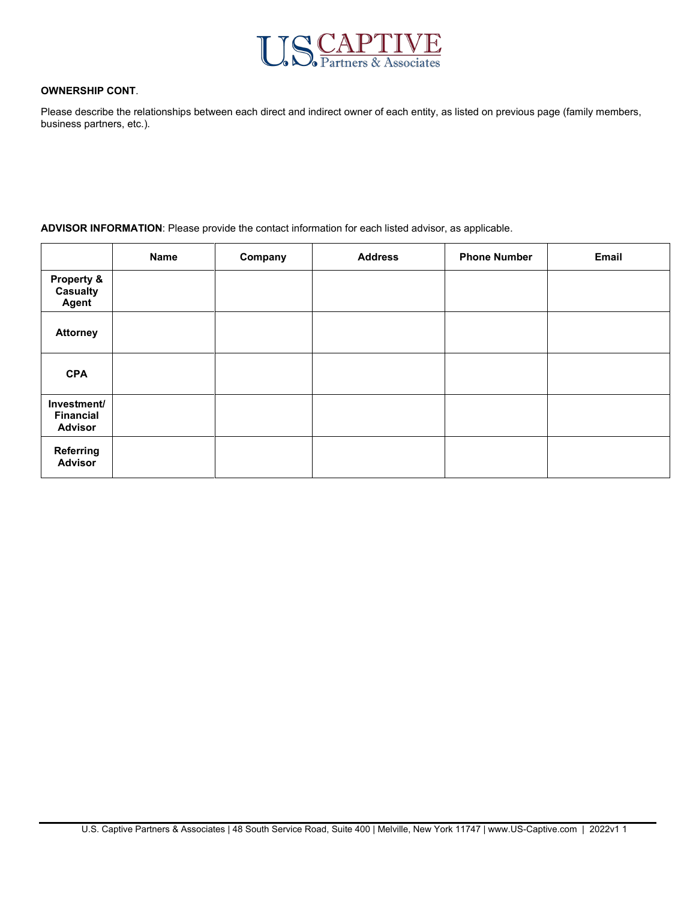**OWNERSHIP CONT**.

Please describe the relationships between each direct and indirect owner of each entity, as listed on previous page (family members, business partners, etc.).

**ADVISOR INFORMATION**: Please provide the contact information for each listed advisor, as applicable.

| | Name | Company | Address | Phone Number | Email |
|---|---|---|---|---|---|
| **Property & Casualty Agent** | | | | | |
| **Attorney** | | | | | |
| **CPA** | | | | | |
| **Investment/ Financial Advisor** | | | | | |
| **Referring Advisor** | | | | | |